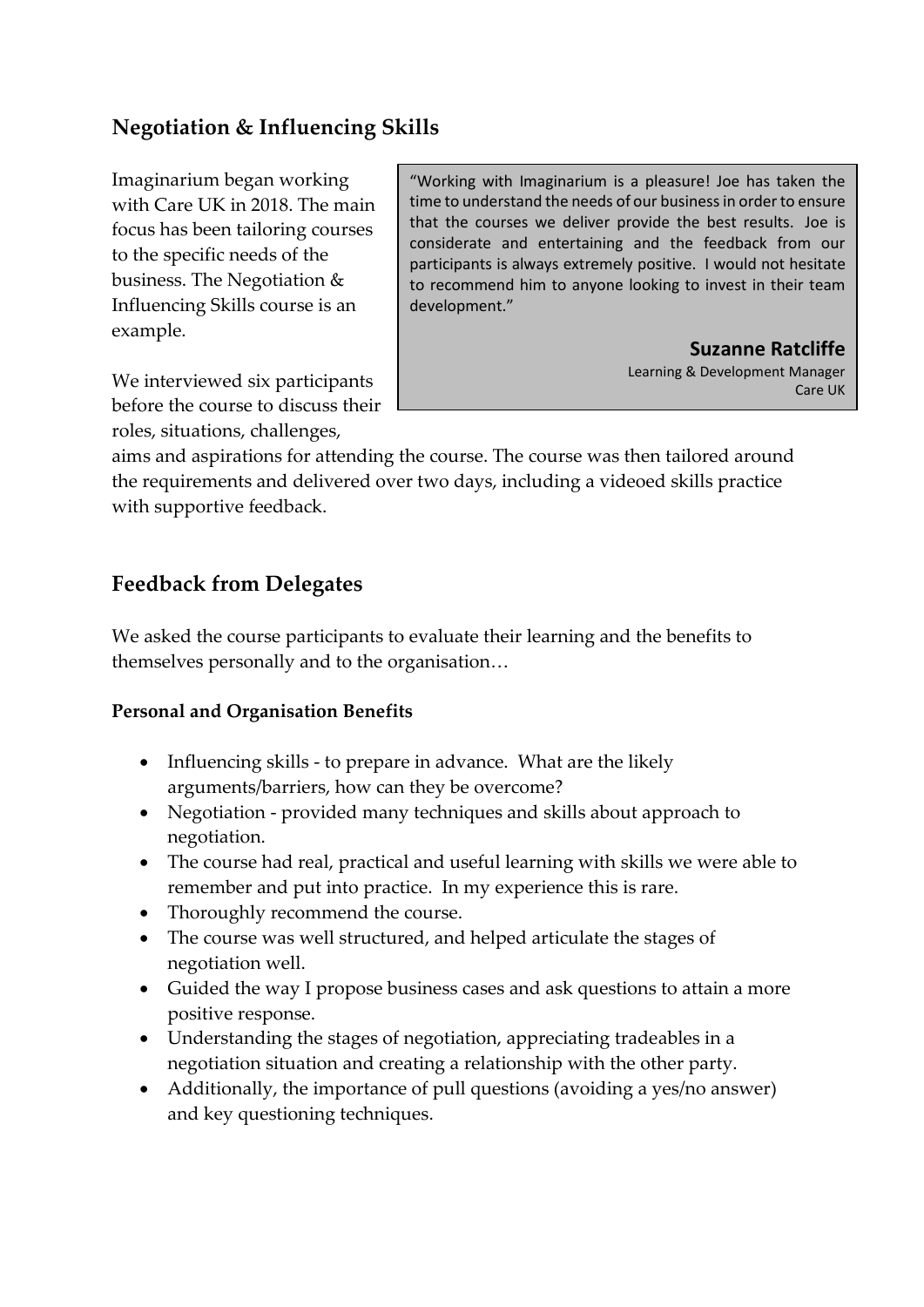## Negotiation & Influencing Skills

Imaginarium began working with Care UK in 2018. The main focus has been tailoring courses to the specific needs of the business. The Negotiation & Influencing Skills course is an example.

> "Working with Imaginarium is a pleasure! Joe has taken the time to understand the needs of our business in order to ensure that the courses we deliver provide the best results. Joe is considerate and entertaining and the feedback from our participants is always extremely positive. I would not hesitate to recommend him to anyone looking to invest in their team development."
>
> **Suzanne Ratcliffe**
> Learning & Development Manager
> Care UK

We interviewed six participants before the course to discuss their roles, situations, challenges, aims and aspirations for attending the course. The course was then tailored around the requirements and delivered over two days, including a videoed skills practice with supportive feedback.

## Feedback from Delegates

We asked the course participants to evaluate their learning and the benefits to themselves personally and to the organisation…

**Personal and Organisation Benefits**

- Influencing skills - to prepare in advance. What are the likely arguments/barriers, how can they be overcome?
- Negotiation - provided many techniques and skills about approach to negotiation.
- The course had real, practical and useful learning with skills we were able to remember and put into practice. In my experience this is rare.
- Thoroughly recommend the course.
- The course was well structured, and helped articulate the stages of negotiation well.
- Guided the way I propose business cases and ask questions to attain a more positive response.
- Understanding the stages of negotiation, appreciating tradeables in a negotiation situation and creating a relationship with the other party.
- Additionally, the importance of pull questions (avoiding a yes/no answer) and key questioning techniques.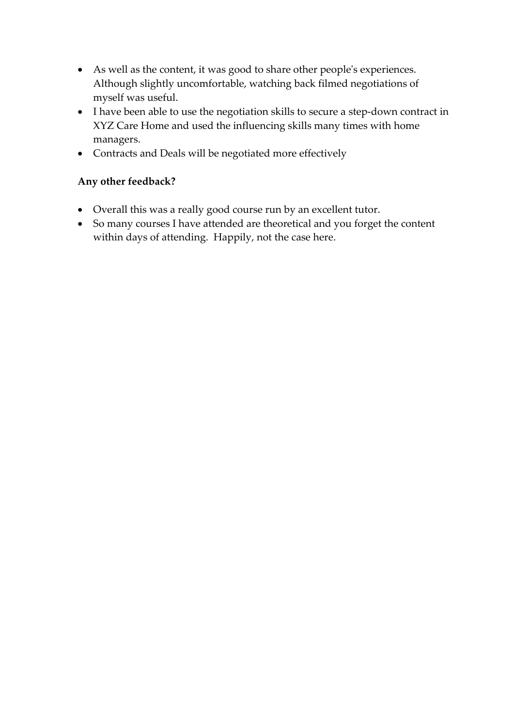- As well as the content, it was good to share other people's experiences. Although slightly uncomfortable, watching back filmed negotiations of myself was useful.
- I have been able to use the negotiation skills to secure a step-down contract in XYZ Care Home and used the influencing skills many times with home managers.
- Contracts and Deals will be negotiated more effectively

**Any other feedback?**

- Overall this was a really good course run by an excellent tutor.
- So many courses I have attended are theoretical and you forget the content within days of attending. Happily, not the case here.